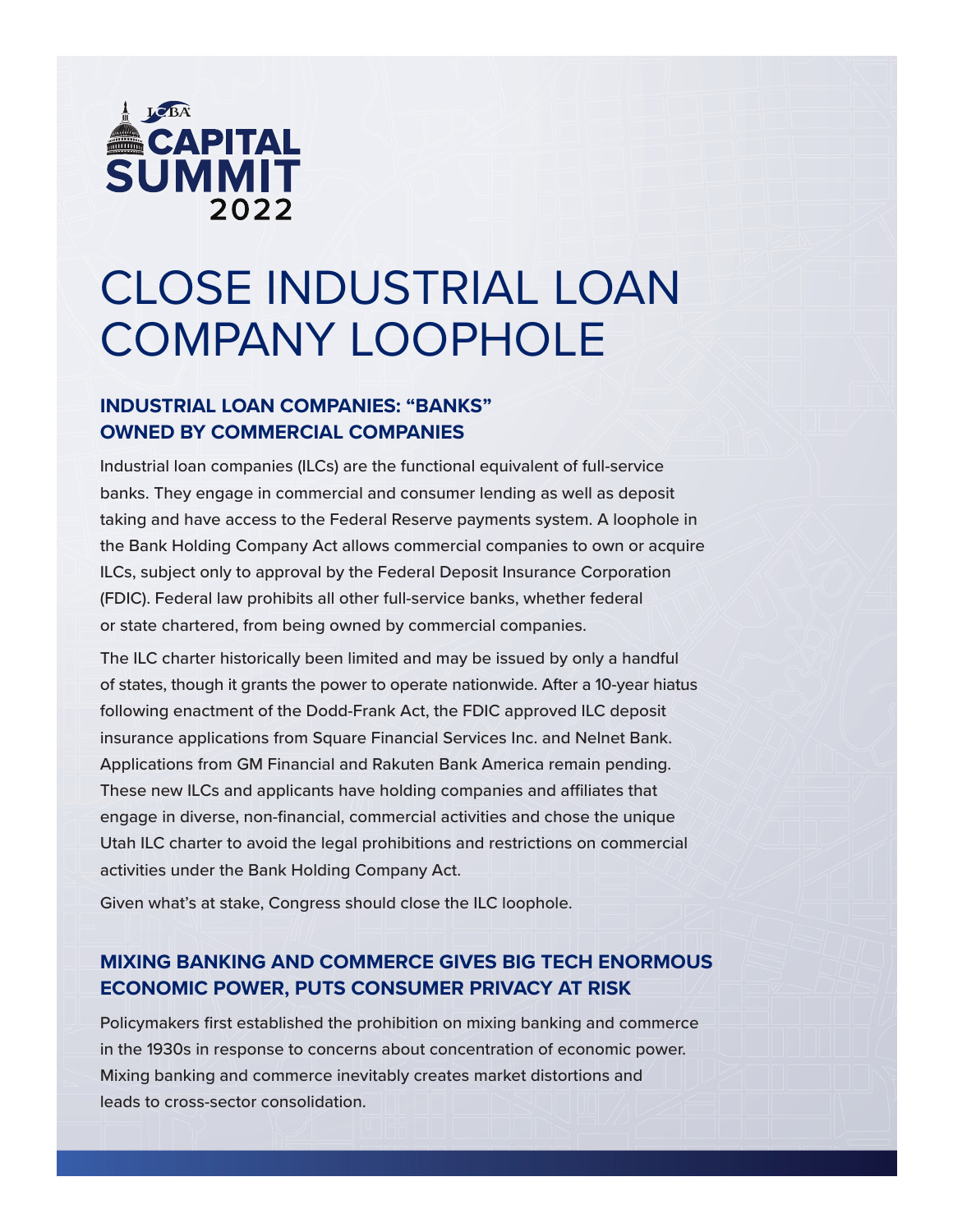ICBA CAPITAL SUMMIT 2022

# CLOSE INDUSTRIAL LOAN COMPANY LOOPHOLE

## INDUSTRIAL LOAN COMPANIES: "BANKS" OWNED BY COMMERCIAL COMPANIES

Industrial loan companies (ILCs) are the functional equivalent of full-service banks. They engage in commercial and consumer lending as well as deposit taking and have access to the Federal Reserve payments system. A loophole in the Bank Holding Company Act allows commercial companies to own or acquire ILCs, subject only to approval by the Federal Deposit Insurance Corporation (FDIC). Federal law prohibits all other full-service banks, whether federal or state chartered, from being owned by commercial companies.

The ILC charter historically been limited and may be issued by only a handful of states, though it grants the power to operate nationwide. After a 10-year hiatus following enactment of the Dodd-Frank Act, the FDIC approved ILC deposit insurance applications from Square Financial Services Inc. and Nelnet Bank. Applications from GM Financial and Rakuten Bank America remain pending. These new ILCs and applicants have holding companies and affiliates that engage in diverse, non-financial, commercial activities and chose the unique Utah ILC charter to avoid the legal prohibitions and restrictions on commercial activities under the Bank Holding Company Act.

Given what's at stake, Congress should close the ILC loophole.

## MIXING BANKING AND COMMERCE GIVES BIG TECH ENORMOUS ECONOMIC POWER, PUTS CONSUMER PRIVACY AT RISK

Policymakers first established the prohibition on mixing banking and commerce in the 1930s in response to concerns about concentration of economic power. Mixing banking and commerce inevitably creates market distortions and leads to cross-sector consolidation.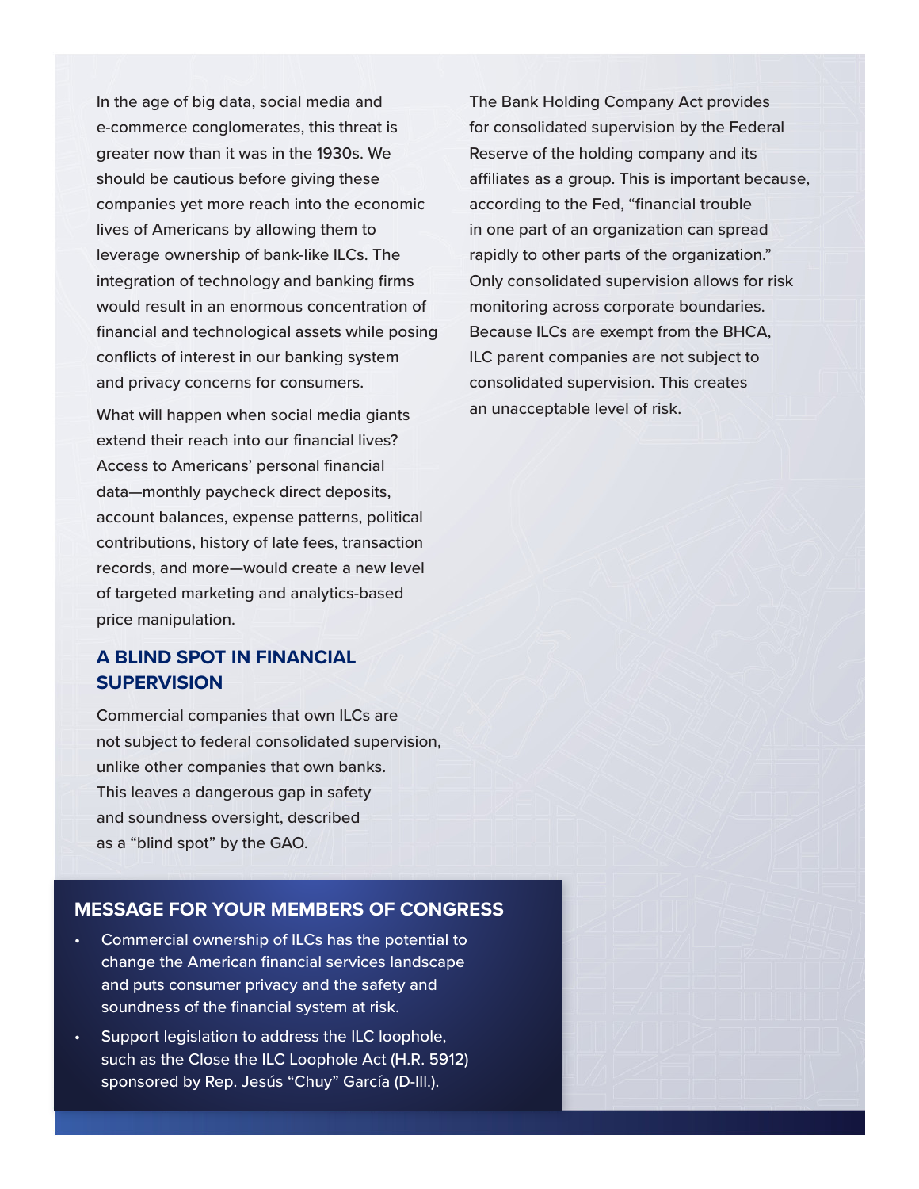In the age of big data, social media and e-commerce conglomerates, this threat is greater now than it was in the 1930s. We should be cautious before giving these companies yet more reach into the economic lives of Americans by allowing them to leverage ownership of bank-like ILCs. The integration of technology and banking firms would result in an enormous concentration of financial and technological assets while posing conflicts of interest in our banking system and privacy concerns for consumers.

What will happen when social media giants extend their reach into our financial lives? Access to Americans' personal financial data—monthly paycheck direct deposits, account balances, expense patterns, political contributions, history of late fees, transaction records, and more—would create a new level of targeted marketing and analytics-based price manipulation.

## A BLIND SPOT IN FINANCIAL SUPERVISION

Commercial companies that own ILCs are not subject to federal consolidated supervision, unlike other companies that own banks. This leaves a dangerous gap in safety and soundness oversight, described as a "blind spot" by the GAO.

The Bank Holding Company Act provides for consolidated supervision by the Federal Reserve of the holding company and its affiliates as a group. This is important because, according to the Fed, "financial trouble in one part of an organization can spread rapidly to other parts of the organization." Only consolidated supervision allows for risk monitoring across corporate boundaries. Because ILCs are exempt from the BHCA, ILC parent companies are not subject to consolidated supervision. This creates an unacceptable level of risk.

## MESSAGE FOR YOUR MEMBERS OF CONGRESS

- Commercial ownership of ILCs has the potential to change the American financial services landscape and puts consumer privacy and the safety and soundness of the financial system at risk.
- Support legislation to address the ILC loophole, such as the Close the ILC Loophole Act (H.R. 5912) sponsored by Rep. Jesús "Chuy" García (D-Ill.).